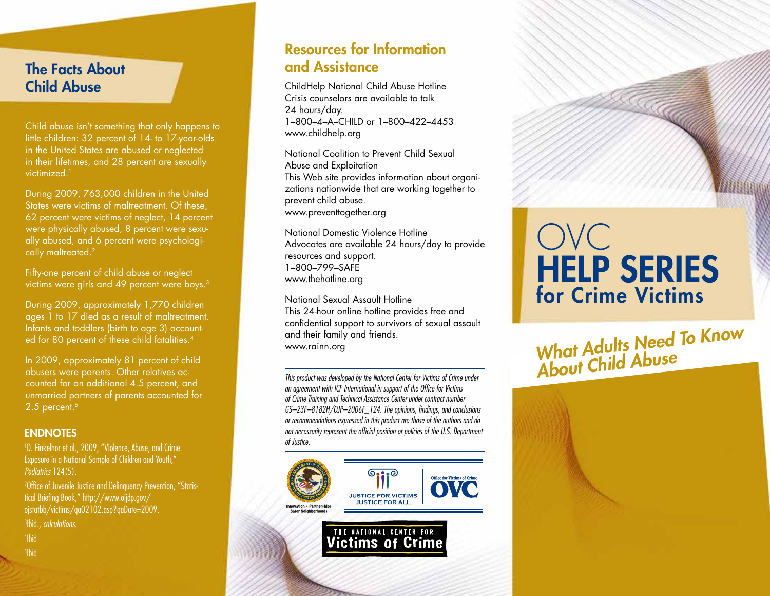## The Facts About Child Abuse

Child abuse isn't something that only happens to little children: 32 percent of 14- to 17-year-olds in the United States are abused or neglected in their lifetimes, and 28 percent are sexually victimized.[1]

During 2009, 763,000 children in the United States were victims of maltreatment. Of these, 62 percent were victims of neglect, 14 percent were physically abused, 8 percent were sexually abused, and 6 percent were psychologically maltreated.[2]

Fifty-one percent of child abuse or neglect victims were girls and 49 percent were boys.[3]

During 2009, approximately 1,770 children ages 1 to 17 died as a result of maltreatment. Infants and toddlers (birth to age 3) accounted for 80 percent of these child fatalities.[4]

In 2009, approximately 81 percent of child abusers were parents. Other relatives accounted for an additional 4.5 percent, and unmarried partners of parents accounted for 2.5 percent.[5]

### ENDNOTES

[1]D. Finkelhor et al., 2009, "Violence, Abuse, and Crime Exposure in a National Sample of Children and Youth," *Pediatrics* 124(5).

[2]Office of Juvenile Justice and Delinquency Prevention, "Statistical Briefing Book," http://www.ojjdp.gov/ojstatbb/victims/qa02102.asp?qaDate=2009.

[3]Ibid., *calculations.*

[4]Ibid

[5]Ibid

## Resources for Information and Assistance

ChildHelp National Child Abuse Hotline
Crisis counselors are available to talk 24 hours/day.
1–800–4–A–CHILD or 1–800–422–4453
www.childhelp.org

National Coalition to Prevent Child Sexual Abuse and Exploitation
This Web site provides information about organizations nationwide that are working together to prevent child abuse.
www.preventtogether.org

National Domestic Violence Hotline
Advocates are available 24 hours/day to provide resources and support.
1–800–799–SAFE
www.thehotline.org

National Sexual Assault Hotline
This 24-hour online hotline provides free and confidential support to survivors of sexual assault and their family and friends.
www.rainn.org

*This product was developed by the National Center for Victims of Crime under an agreement with ICF International in support of the Office for Victims of Crime Training and Technical Assistance Center under contract number GS–23F–8182H/OJP–2006F_124. The opinions, findings, and conclusions or recommendations expressed in this product are those of the authors and do not necessarily represent the official position or policies of the U.S. Department of Justice.*

Innovation • Partnerships Safer Neighborhoods

JUSTICE FOR VICTIMS JUSTICE FOR ALL

Office for Victims of Crime OVC

THE NATIONAL CENTER FOR Victims of Crime

# OVC HELP SERIES for Crime Victims

## *What Adults Need To Know About Child Abuse*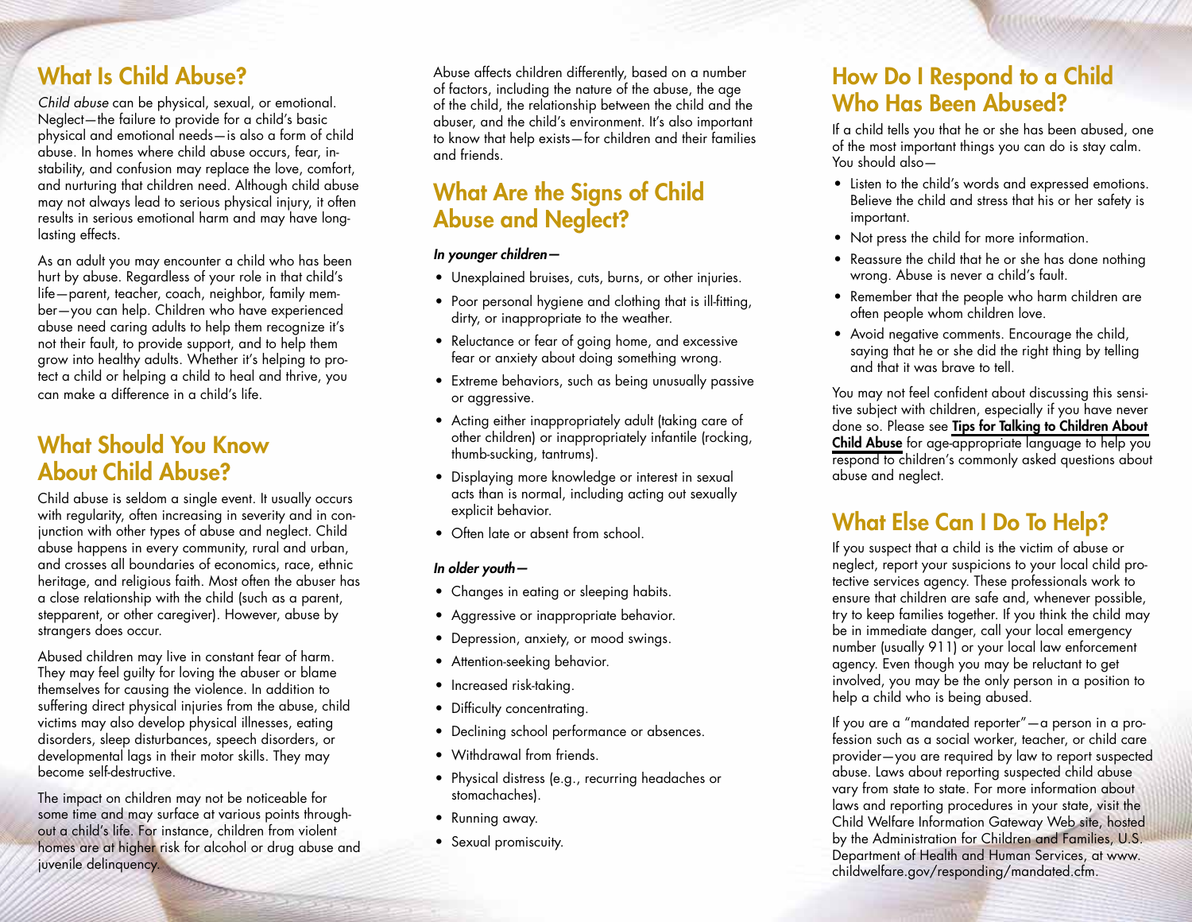## What Is Child Abuse?

*Child abuse* can be physical, sexual, or emotional. Neglect—the failure to provide for a child's basic physical and emotional needs—is also a form of child abuse. In homes where child abuse occurs, fear, instability, and confusion may replace the love, comfort, and nurturing that children need. Although child abuse may not always lead to serious physical injury, it often results in serious emotional harm and may have long-lasting effects.

As an adult you may encounter a child who has been hurt by abuse. Regardless of your role in that child's life—parent, teacher, coach, neighbor, family member—you can help. Children who have experienced abuse need caring adults to help them recognize it's not their fault, to provide support, and to help them grow into healthy adults. Whether it's helping to protect a child or helping a child to heal and thrive, you can make a difference in a child's life.

## What Should You Know About Child Abuse?

Child abuse is seldom a single event. It usually occurs with regularity, often increasing in severity and in conjunction with other types of abuse and neglect. Child abuse happens in every community, rural and urban, and crosses all boundaries of economics, race, ethnic heritage, and religious faith. Most often the abuser has a close relationship with the child (such as a parent, stepparent, or other caregiver). However, abuse by strangers does occur.

Abused children may live in constant fear of harm. They may feel guilty for loving the abuser or blame themselves for causing the violence. In addition to suffering direct physical injuries from the abuse, child victims may also develop physical illnesses, eating disorders, sleep disturbances, speech disorders, or developmental lags in their motor skills. They may become self-destructive.

The impact on children may not be noticeable for some time and may surface at various points throughout a child's life. For instance, children from violent homes are at higher risk for alcohol or drug abuse and juvenile delinquency.

Abuse affects children differently, based on a number of factors, including the nature of the abuse, the age of the child, the relationship between the child and the abuser, and the child's environment. It's also important to know that help exists—for children and their families and friends.

## What Are the Signs of Child Abuse and Neglect?

***In younger children—***

- Unexplained bruises, cuts, burns, or other injuries.
- Poor personal hygiene and clothing that is ill-fitting, dirty, or inappropriate to the weather.
- Reluctance or fear of going home, and excessive fear or anxiety about doing something wrong.
- Extreme behaviors, such as being unusually passive or aggressive.
- Acting either inappropriately adult (taking care of other children) or inappropriately infantile (rocking, thumb-sucking, tantrums).
- Displaying more knowledge or interest in sexual acts than is normal, including acting out sexually explicit behavior.
- Often late or absent from school.

***In older youth—***

- Changes in eating or sleeping habits.
- Aggressive or inappropriate behavior.
- Depression, anxiety, or mood swings.
- Attention-seeking behavior.
- Increased risk-taking.
- Difficulty concentrating.
- Declining school performance or absences.
- Withdrawal from friends.
- Physical distress (e.g., recurring headaches or stomachaches).
- Running away.
- Sexual promiscuity.

## How Do I Respond to a Child Who Has Been Abused?

If a child tells you that he or she has been abused, one of the most important things you can do is stay calm. You should also—

- Listen to the child's words and expressed emotions. Believe the child and stress that his or her safety is important.
- Not press the child for more information.
- Reassure the child that he or she has done nothing wrong. Abuse is never a child's fault.
- Remember that the people who harm children are often people whom children love.
- Avoid negative comments. Encourage the child, saying that he or she did the right thing by telling and that it was brave to tell.

You may not feel confident about discussing this sensitive subject with children, especially if you have never done so. Please see **Tips for Talking to Children About Child Abuse** for age-appropriate language to help you respond to children's commonly asked questions about abuse and neglect.

## What Else Can I Do To Help?

If you suspect that a child is the victim of abuse or neglect, report your suspicions to your local child protective services agency. These professionals work to ensure that children are safe and, whenever possible, try to keep families together. If you think the child may be in immediate danger, call your local emergency number (usually 911) or your local law enforcement agency. Even though you may be reluctant to get involved, you may be the only person in a position to help a child who is being abused.

If you are a "mandated reporter"—a person in a profession such as a social worker, teacher, or child care provider—you are required by law to report suspected abuse. Laws about reporting suspected child abuse vary from state to state. For more information about laws and reporting procedures in your state, visit the Child Welfare Information Gateway Web site, hosted by the Administration for Children and Families, U.S. Department of Health and Human Services, at www.childwelfare.gov/responding/mandated.cfm.